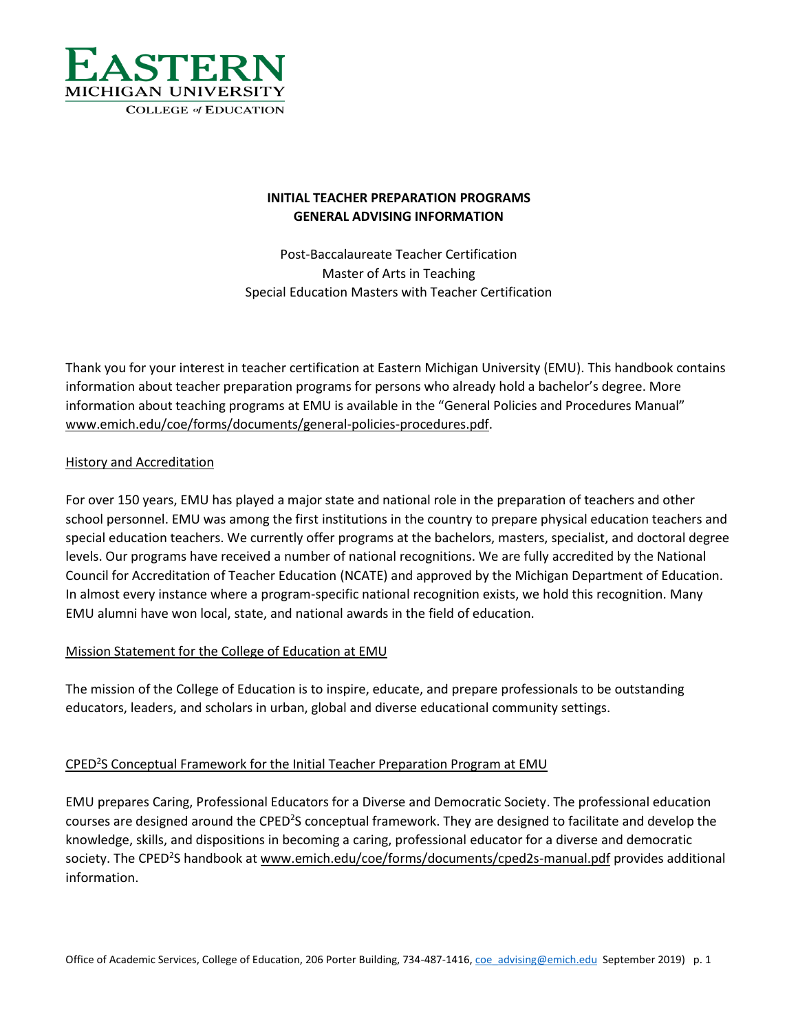EASTERN MICHIGAN UNIVERSITY
COLLEGE of EDUCATION

# INITIAL TEACHER PREPARATION PROGRAMS
# GENERAL ADVISING INFORMATION

Post-Baccalaureate Teacher Certification
Master of Arts in Teaching
Special Education Masters with Teacher Certification

Thank you for your interest in teacher certification at Eastern Michigan University (EMU). This handbook contains information about teacher preparation programs for persons who already hold a bachelor's degree. More information about teaching programs at EMU is available in the "General Policies and Procedures Manual" www.emich.edu/coe/forms/documents/general-policies-procedures.pdf.

## History and Accreditation

For over 150 years, EMU has played a major state and national role in the preparation of teachers and other school personnel. EMU was among the first institutions in the country to prepare physical education teachers and special education teachers. We currently offer programs at the bachelors, masters, specialist, and doctoral degree levels. Our programs have received a number of national recognitions. We are fully accredited by the National Council for Accreditation of Teacher Education (NCATE) and approved by the Michigan Department of Education. In almost every instance where a program-specific national recognition exists, we hold this recognition. Many EMU alumni have won local, state, and national awards in the field of education.

## Mission Statement for the College of Education at EMU

The mission of the College of Education is to inspire, educate, and prepare professionals to be outstanding educators, leaders, and scholars in urban, global and diverse educational community settings.

## CPED$^2$S Conceptual Framework for the Initial Teacher Preparation Program at EMU

EMU prepares Caring, Professional Educators for a Diverse and Democratic Society. The professional education courses are designed around the CPED$^2$S conceptual framework. They are designed to facilitate and develop the knowledge, skills, and dispositions in becoming a caring, professional educator for a diverse and democratic society. The CPED$^2$S handbook at www.emich.edu/coe/forms/documents/cped2s-manual.pdf provides additional information.

Office of Academic Services, College of Education, 206 Porter Building, 734-487-1416, coe_advising@emich.edu September 2019)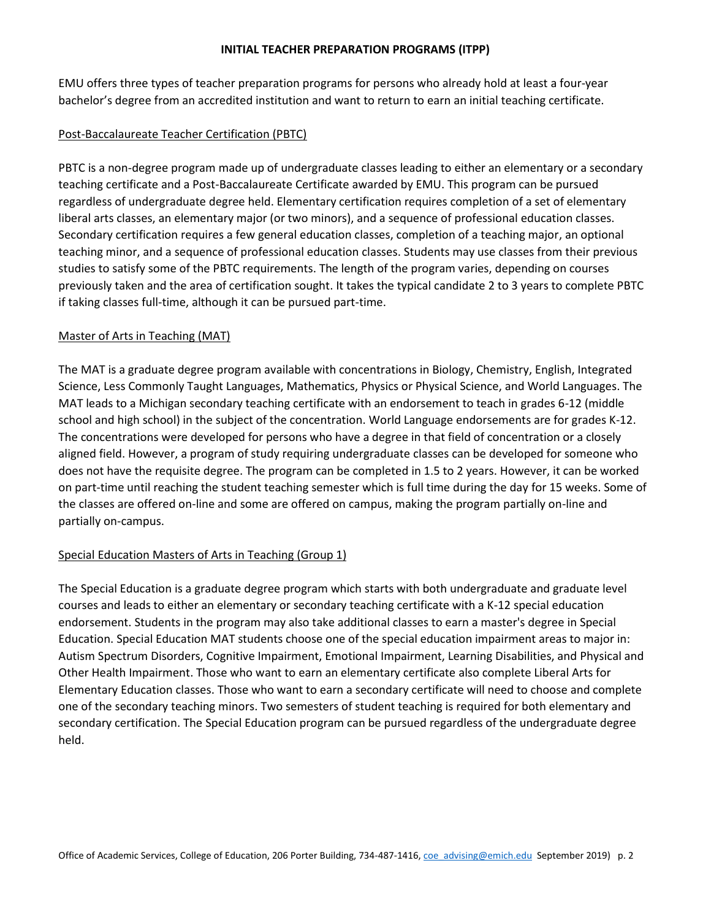## INITIAL TEACHER PREPARATION PROGRAMS (ITPP)

EMU offers three types of teacher preparation programs for persons who already hold at least a four-year bachelor's degree from an accredited institution and want to return to earn an initial teaching certificate.

### Post-Baccalaureate Teacher Certification (PBTC)

PBTC is a non-degree program made up of undergraduate classes leading to either an elementary or a secondary teaching certificate and a Post-Baccalaureate Certificate awarded by EMU. This program can be pursued regardless of undergraduate degree held. Elementary certification requires completion of a set of elementary liberal arts classes, an elementary major (or two minors), and a sequence of professional education classes. Secondary certification requires a few general education classes, completion of a teaching major, an optional teaching minor, and a sequence of professional education classes. Students may use classes from their previous studies to satisfy some of the PBTC requirements. The length of the program varies, depending on courses previously taken and the area of certification sought. It takes the typical candidate 2 to 3 years to complete PBTC if taking classes full-time, although it can be pursued part-time.

### Master of Arts in Teaching (MAT)

The MAT is a graduate degree program available with concentrations in Biology, Chemistry, English, Integrated Science, Less Commonly Taught Languages, Mathematics, Physics or Physical Science, and World Languages. The MAT leads to a Michigan secondary teaching certificate with an endorsement to teach in grades 6-12 (middle school and high school) in the subject of the concentration. World Language endorsements are for grades K-12. The concentrations were developed for persons who have a degree in that field of concentration or a closely aligned field. However, a program of study requiring undergraduate classes can be developed for someone who does not have the requisite degree. The program can be completed in 1.5 to 2 years. However, it can be worked on part-time until reaching the student teaching semester which is full time during the day for 15 weeks. Some of the classes are offered on-line and some are offered on campus, making the program partially on-line and partially on-campus.

### Special Education Masters of Arts in Teaching (Group 1)

The Special Education is a graduate degree program which starts with both undergraduate and graduate level courses and leads to either an elementary or secondary teaching certificate with a K-12 special education endorsement. Students in the program may also take additional classes to earn a master's degree in Special Education. Special Education MAT students choose one of the special education impairment areas to major in: Autism Spectrum Disorders, Cognitive Impairment, Emotional Impairment, Learning Disabilities, and Physical and Other Health Impairment. Those who want to earn an elementary certificate also complete Liberal Arts for Elementary Education classes. Those who want to earn a secondary certificate will need to choose and complete one of the secondary teaching minors. Two semesters of student teaching is required for both elementary and secondary certification. The Special Education program can be pursued regardless of the undergraduate degree held.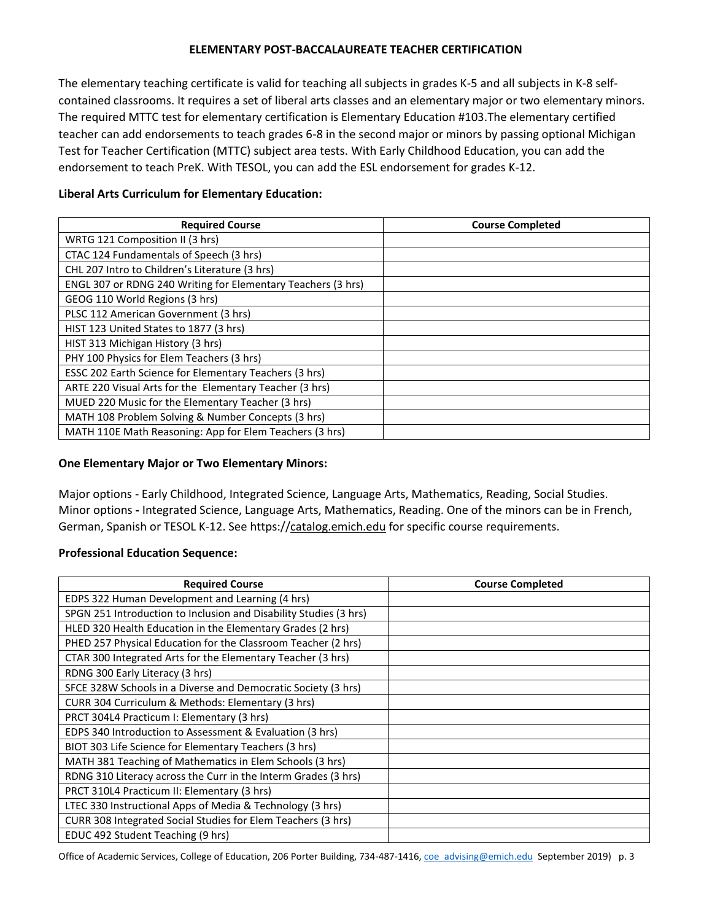# ELEMENTARY POST-BACCALAUREATE TEACHER CERTIFICATION

The elementary teaching certificate is valid for teaching all subjects in grades K-5 and all subjects in K-8 self-contained classrooms. It requires a set of liberal arts classes and an elementary major or two elementary minors. The required MTTC test for elementary certification is Elementary Education #103.The elementary certified teacher can add endorsements to teach grades 6-8 in the second major or minors by passing optional Michigan Test for Teacher Certification (MTTC) subject area tests. With Early Childhood Education, you can add the endorsement to teach PreK. With TESOL, you can add the ESL endorsement for grades K-12.

**Liberal Arts Curriculum for Elementary Education:**

| Required Course | Course Completed |
|---|---|
| WRTG 121 Composition II (3 hrs) | |
| CTAC 124 Fundamentals of Speech (3 hrs) | |
| CHL 207 Intro to Children's Literature (3 hrs) | |
| ENGL 307 or RDNG 240 Writing for Elementary Teachers (3 hrs) | |
| GEOG 110 World Regions (3 hrs) | |
| PLSC 112 American Government (3 hrs) | |
| HIST 123 United States to 1877 (3 hrs) | |
| HIST 313 Michigan History (3 hrs) | |
| PHY 100 Physics for Elem Teachers (3 hrs) | |
| ESSC 202 Earth Science for Elementary Teachers (3 hrs) | |
| ARTE 220 Visual Arts for the Elementary Teacher (3 hrs) | |
| MUED 220 Music for the Elementary Teacher (3 hrs) | |
| MATH 108 Problem Solving & Number Concepts (3 hrs) | |
| MATH 110E Math Reasoning: App for Elem Teachers (3 hrs) | |

**One Elementary Major or Two Elementary Minors:**

Major options - Early Childhood, Integrated Science, Language Arts, Mathematics, Reading, Social Studies. Minor options **-** Integrated Science, Language Arts, Mathematics, Reading. One of the minors can be in French, German, Spanish or TESOL K-12. See https://catalog.emich.edu for specific course requirements.

**Professional Education Sequence:**

| Required Course | Course Completed |
|---|---|
| EDPS 322 Human Development and Learning (4 hrs) | |
| SPGN 251 Introduction to Inclusion and Disability Studies (3 hrs) | |
| HLED 320 Health Education in the Elementary Grades (2 hrs) | |
| PHED 257 Physical Education for the Classroom Teacher (2 hrs) | |
| CTAR 300 Integrated Arts for the Elementary Teacher (3 hrs) | |
| RDNG 300 Early Literacy (3 hrs) | |
| SFCE 328W Schools in a Diverse and Democratic Society (3 hrs) | |
| CURR 304 Curriculum & Methods: Elementary (3 hrs) | |
| PRCT 304L4 Practicum I: Elementary (3 hrs) | |
| EDPS 340 Introduction to Assessment & Evaluation (3 hrs) | |
| BIOT 303 Life Science for Elementary Teachers (3 hrs) | |
| MATH 381 Teaching of Mathematics in Elem Schools (3 hrs) | |
| RDNG 310 Literacy across the Curr in the Interm Grades (3 hrs) | |
| PRCT 310L4 Practicum II: Elementary (3 hrs) | |
| LTEC 330 Instructional Apps of Media & Technology (3 hrs) | |
| CURR 308 Integrated Social Studies for Elem Teachers (3 hrs) | |
| EDUC 492 Student Teaching (9 hrs) | |

Office of Academic Services, College of Education, 206 Porter Building, 734-487-1416, coe_advising@emich.edu September 2019)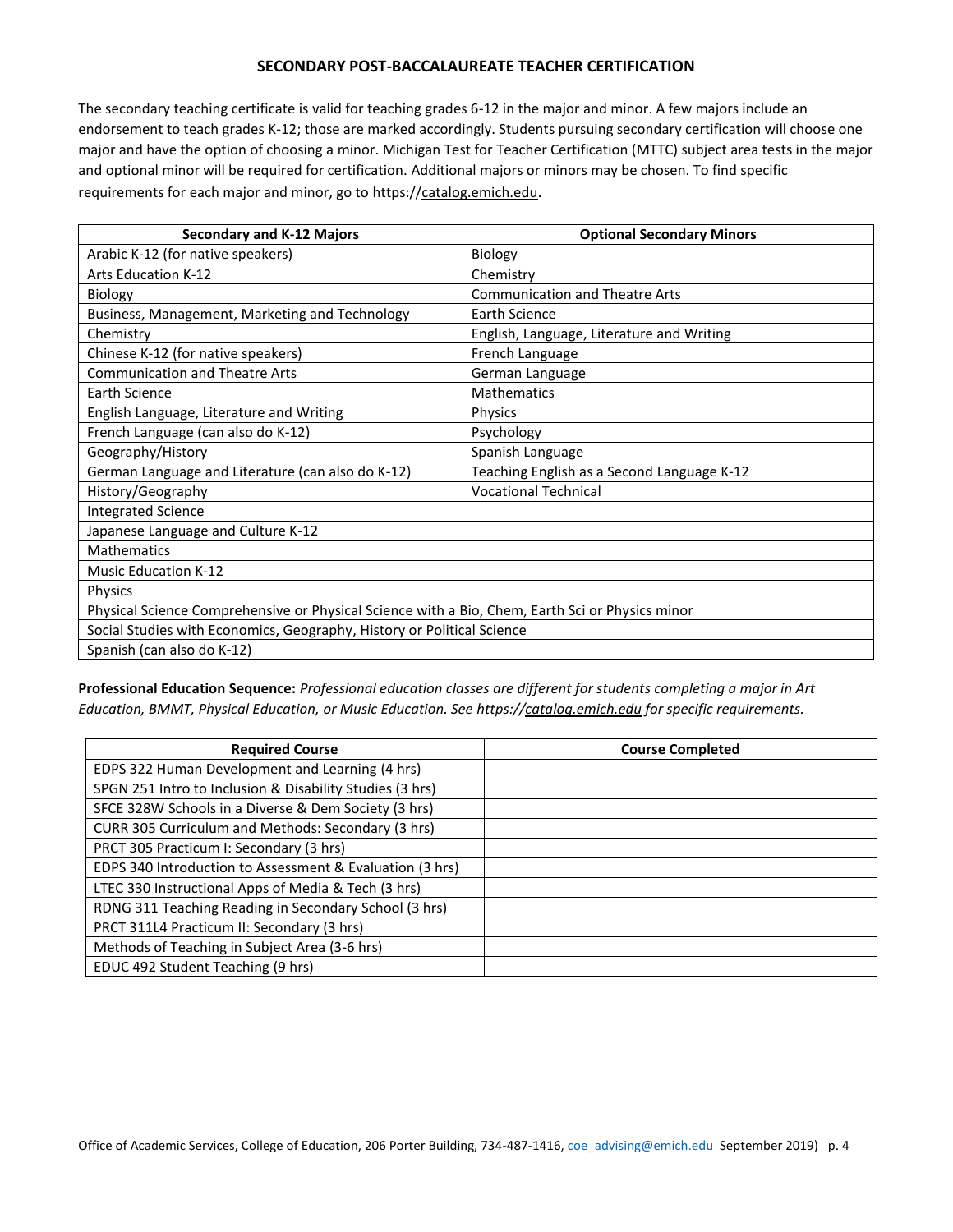## SECONDARY POST-BACCALAUREATE TEACHER CERTIFICATION

The secondary teaching certificate is valid for teaching grades 6-12 in the major and minor. A few majors include an endorsement to teach grades K-12; those are marked accordingly. Students pursuing secondary certification will choose one major and have the option of choosing a minor. Michigan Test for Teacher Certification (MTTC) subject area tests in the major and optional minor will be required for certification. Additional majors or minors may be chosen. To find specific requirements for each major and minor, go to https://catalog.emich.edu.

| Secondary and K-12 Majors | Optional Secondary Minors |
|---|---|
| Arabic K-12 (for native speakers) | Biology |
| Arts Education K-12 | Chemistry |
| Biology | Communication and Theatre Arts |
| Business, Management, Marketing and Technology | Earth Science |
| Chemistry | English, Language, Literature and Writing |
| Chinese K-12 (for native speakers) | French Language |
| Communication and Theatre Arts | German Language |
| Earth Science | Mathematics |
| English Language, Literature and Writing | Physics |
| French Language (can also do K-12) | Psychology |
| Geography/History | Spanish Language |
| German Language and Literature (can also do K-12) | Teaching English as a Second Language K-12 |
| History/Geography | Vocational Technical |
| Integrated Science | |
| Japanese Language and Culture K-12 | |
| Mathematics | |
| Music Education K-12 | |
| Physics | |
| Physical Science Comprehensive or Physical Science with a Bio, Chem, Earth Sci or Physics minor | |
| Social Studies with Economics, Geography, History or Political Science | |
| Spanish (can also do K-12) | |

**Professional Education Sequence:** *Professional education classes are different for students completing a major in Art Education, BMMT, Physical Education, or Music Education. See https://catalog.emich.edu for specific requirements.*

| Required Course | Course Completed |
|---|---|
| EDPS 322 Human Development and Learning (4 hrs) | |
| SPGN 251 Intro to Inclusion & Disability Studies (3 hrs) | |
| SFCE 328W Schools in a Diverse & Dem Society (3 hrs) | |
| CURR 305 Curriculum and Methods: Secondary (3 hrs) | |
| PRCT 305 Practicum I: Secondary (3 hrs) | |
| EDPS 340 Introduction to Assessment & Evaluation (3 hrs) | |
| LTEC 330 Instructional Apps of Media & Tech (3 hrs) | |
| RDNG 311 Teaching Reading in Secondary School (3 hrs) | |
| PRCT 311L4 Practicum II: Secondary (3 hrs) | |
| Methods of Teaching in Subject Area (3-6 hrs) | |
| EDUC 492 Student Teaching (9 hrs) | |

Office of Academic Services, College of Education, 206 Porter Building, 734-487-1416, coe_advising@emich.edu September 2019)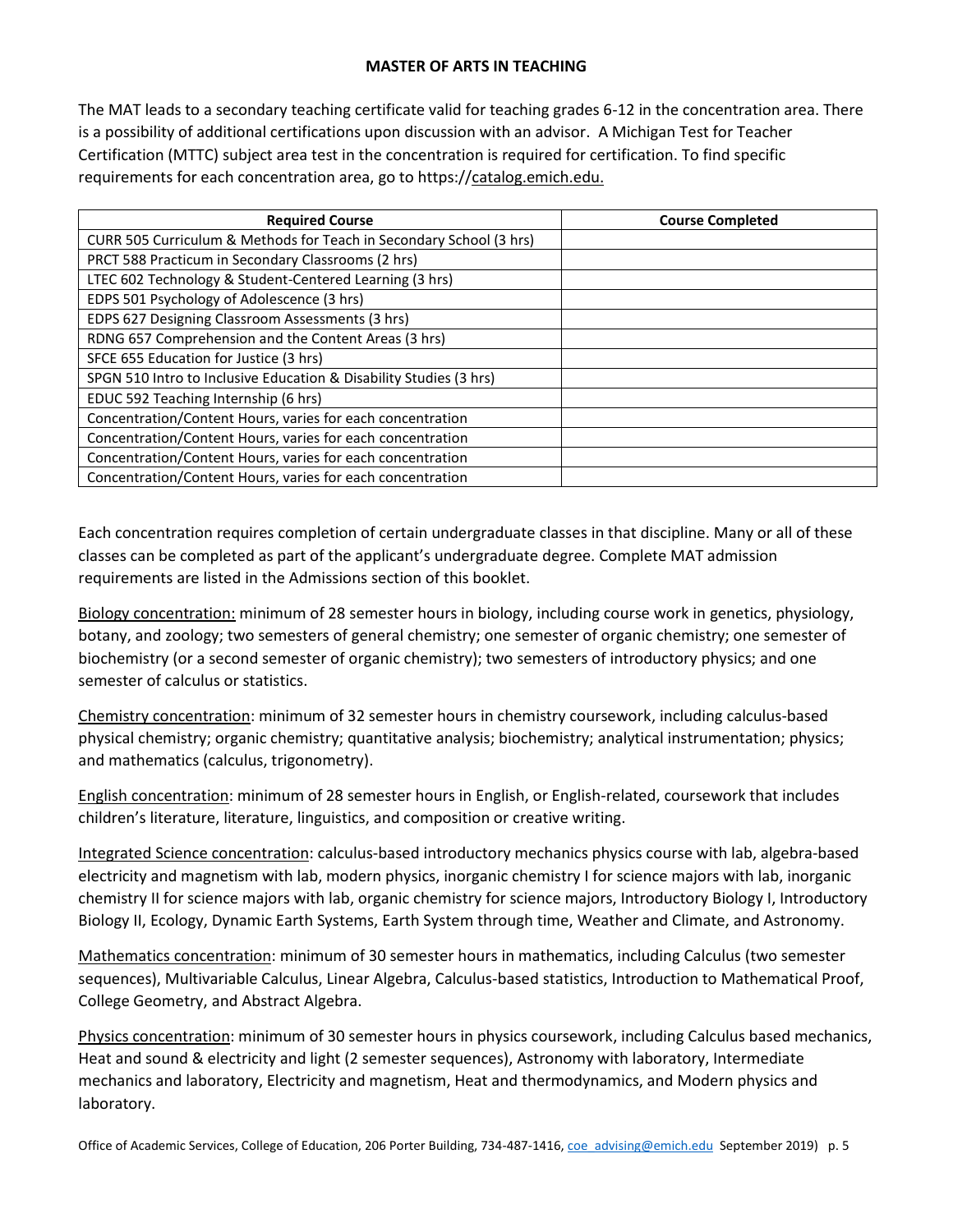## MASTER OF ARTS IN TEACHING

The MAT leads to a secondary teaching certificate valid for teaching grades 6-12 in the concentration area. There is a possibility of additional certifications upon discussion with an advisor. A Michigan Test for Teacher Certification (MTTC) subject area test in the concentration is required for certification. To find specific requirements for each concentration area, go to https://catalog.emich.edu.

| Required Course | Course Completed |
|---|---|
| CURR 505 Curriculum & Methods for Teach in Secondary School (3 hrs) | |
| PRCT 588 Practicum in Secondary Classrooms (2 hrs) | |
| LTEC 602 Technology & Student-Centered Learning (3 hrs) | |
| EDPS 501 Psychology of Adolescence (3 hrs) | |
| EDPS 627 Designing Classroom Assessments (3 hrs) | |
| RDNG 657 Comprehension and the Content Areas (3 hrs) | |
| SFCE 655 Education for Justice (3 hrs) | |
| SPGN 510 Intro to Inclusive Education & Disability Studies (3 hrs) | |
| EDUC 592 Teaching Internship (6 hrs) | |
| Concentration/Content Hours, varies for each concentration | |
| Concentration/Content Hours, varies for each concentration | |
| Concentration/Content Hours, varies for each concentration | |
| Concentration/Content Hours, varies for each concentration | |

Each concentration requires completion of certain undergraduate classes in that discipline. Many or all of these classes can be completed as part of the applicant's undergraduate degree. Complete MAT admission requirements are listed in the Admissions section of this booklet.

Biology concentration: minimum of 28 semester hours in biology, including course work in genetics, physiology, botany, and zoology; two semesters of general chemistry; one semester of organic chemistry; one semester of biochemistry (or a second semester of organic chemistry); two semesters of introductory physics; and one semester of calculus or statistics.

Chemistry concentration: minimum of 32 semester hours in chemistry coursework, including calculus-based physical chemistry; organic chemistry; quantitative analysis; biochemistry; analytical instrumentation; physics; and mathematics (calculus, trigonometry).

English concentration: minimum of 28 semester hours in English, or English-related, coursework that includes children's literature, literature, linguistics, and composition or creative writing.

Integrated Science concentration: calculus-based introductory mechanics physics course with lab, algebra-based electricity and magnetism with lab, modern physics, inorganic chemistry I for science majors with lab, inorganic chemistry II for science majors with lab, organic chemistry for science majors, Introductory Biology I, Introductory Biology II, Ecology, Dynamic Earth Systems, Earth System through time, Weather and Climate, and Astronomy.

Mathematics concentration: minimum of 30 semester hours in mathematics, including Calculus (two semester sequences), Multivariable Calculus, Linear Algebra, Calculus-based statistics, Introduction to Mathematical Proof, College Geometry, and Abstract Algebra.

Physics concentration: minimum of 30 semester hours in physics coursework, including Calculus based mechanics, Heat and sound & electricity and light (2 semester sequences), Astronomy with laboratory, Intermediate mechanics and laboratory, Electricity and magnetism, Heat and thermodynamics, and Modern physics and laboratory.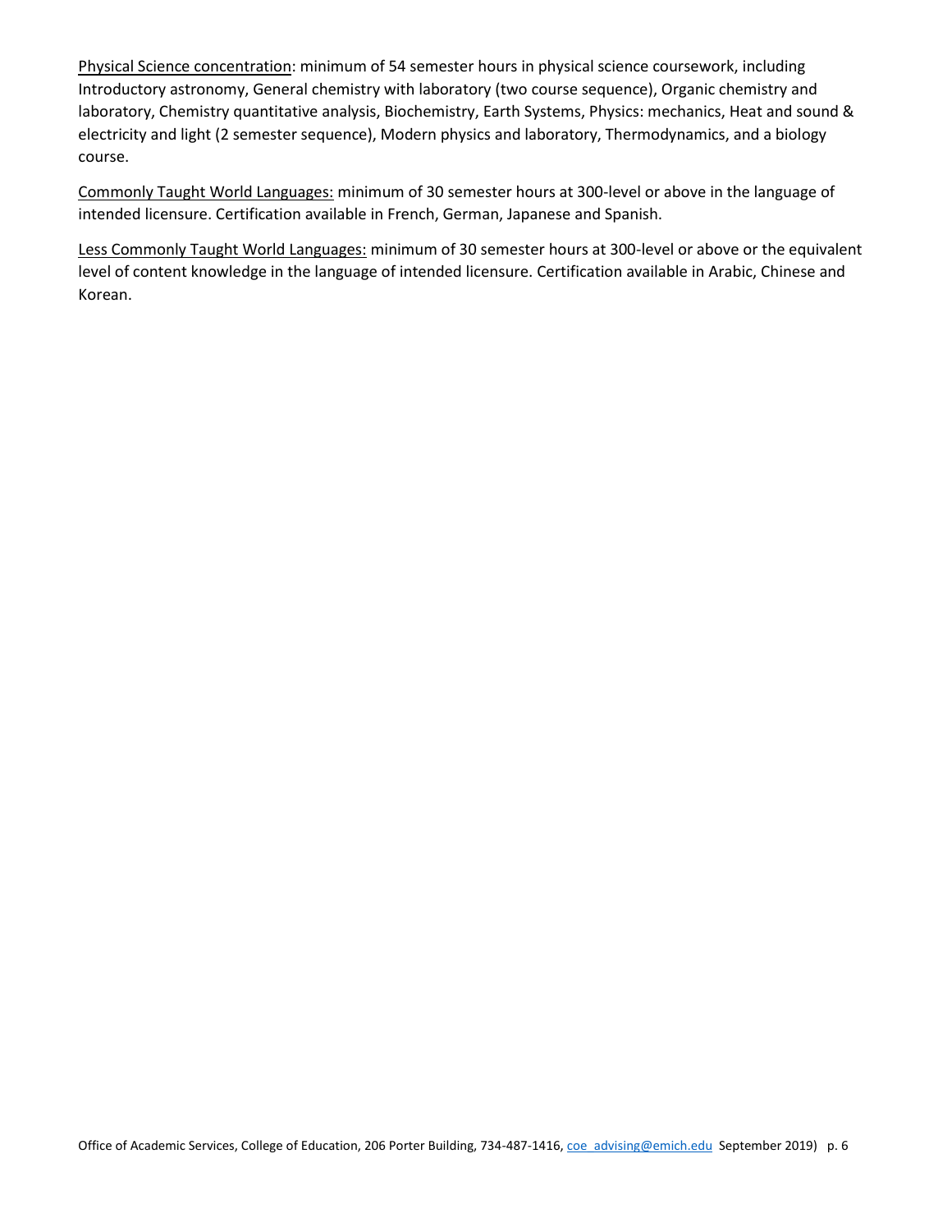Physical Science concentration: minimum of 54 semester hours in physical science coursework, including Introductory astronomy, General chemistry with laboratory (two course sequence), Organic chemistry and laboratory, Chemistry quantitative analysis, Biochemistry, Earth Systems, Physics: mechanics, Heat and sound & electricity and light (2 semester sequence), Modern physics and laboratory, Thermodynamics, and a biology course.

Commonly Taught World Languages: minimum of 30 semester hours at 300-level or above in the language of intended licensure. Certification available in French, German, Japanese and Spanish.

Less Commonly Taught World Languages: minimum of 30 semester hours at 300-level or above or the equivalent level of content knowledge in the language of intended licensure. Certification available in Arabic, Chinese and Korean.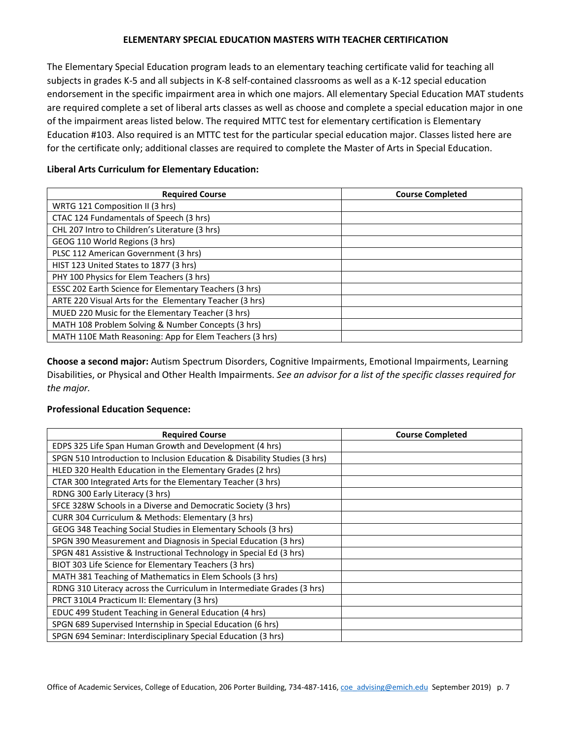# ELEMENTARY SPECIAL EDUCATION MASTERS WITH TEACHER CERTIFICATION

The Elementary Special Education program leads to an elementary teaching certificate valid for teaching all subjects in grades K-5 and all subjects in K-8 self-contained classrooms as well as a K-12 special education endorsement in the specific impairment area in which one majors. All elementary Special Education MAT students are required complete a set of liberal arts classes as well as choose and complete a special education major in one of the impairment areas listed below. The required MTTC test for elementary certification is Elementary Education #103. Also required is an MTTC test for the particular special education major. Classes listed here are for the certificate only; additional classes are required to complete the Master of Arts in Special Education.

**Liberal Arts Curriculum for Elementary Education:**

| Required Course | Course Completed |
|---|---|
| WRTG 121 Composition II (3 hrs) | |
| CTAC 124 Fundamentals of Speech (3 hrs) | |
| CHL 207 Intro to Children's Literature (3 hrs) | |
| GEOG 110 World Regions (3 hrs) | |
| PLSC 112 American Government (3 hrs) | |
| HIST 123 United States to 1877 (3 hrs) | |
| PHY 100 Physics for Elem Teachers (3 hrs) | |
| ESSC 202 Earth Science for Elementary Teachers (3 hrs) | |
| ARTE 220 Visual Arts for the Elementary Teacher (3 hrs) | |
| MUED 220 Music for the Elementary Teacher (3 hrs) | |
| MATH 108 Problem Solving & Number Concepts (3 hrs) | |
| MATH 110E Math Reasoning: App for Elem Teachers (3 hrs) | |

**Choose a second major:** Autism Spectrum Disorders, Cognitive Impairments, Emotional Impairments, Learning Disabilities, or Physical and Other Health Impairments. *See an advisor for a list of the specific classes required for the major.*

**Professional Education Sequence:**

| Required Course | Course Completed |
|---|---|
| EDPS 325 Life Span Human Growth and Development (4 hrs) | |
| SPGN 510 Introduction to Inclusion Education & Disability Studies (3 hrs) | |
| HLED 320 Health Education in the Elementary Grades (2 hrs) | |
| CTAR 300 Integrated Arts for the Elementary Teacher (3 hrs) | |
| RDNG 300 Early Literacy (3 hrs) | |
| SFCE 328W Schools in a Diverse and Democratic Society (3 hrs) | |
| CURR 304 Curriculum & Methods: Elementary (3 hrs) | |
| GEOG 348 Teaching Social Studies in Elementary Schools (3 hrs) | |
| SPGN 390 Measurement and Diagnosis in Special Education (3 hrs) | |
| SPGN 481 Assistive & Instructional Technology in Special Ed (3 hrs) | |
| BIOT 303 Life Science for Elementary Teachers (3 hrs) | |
| MATH 381 Teaching of Mathematics in Elem Schools (3 hrs) | |
| RDNG 310 Literacy across the Curriculum in Intermediate Grades (3 hrs) | |
| PRCT 310L4 Practicum II: Elementary (3 hrs) | |
| EDUC 499 Student Teaching in General Education (4 hrs) | |
| SPGN 689 Supervised Internship in Special Education (6 hrs) | |
| SPGN 694 Seminar: Interdisciplinary Special Education (3 hrs) | |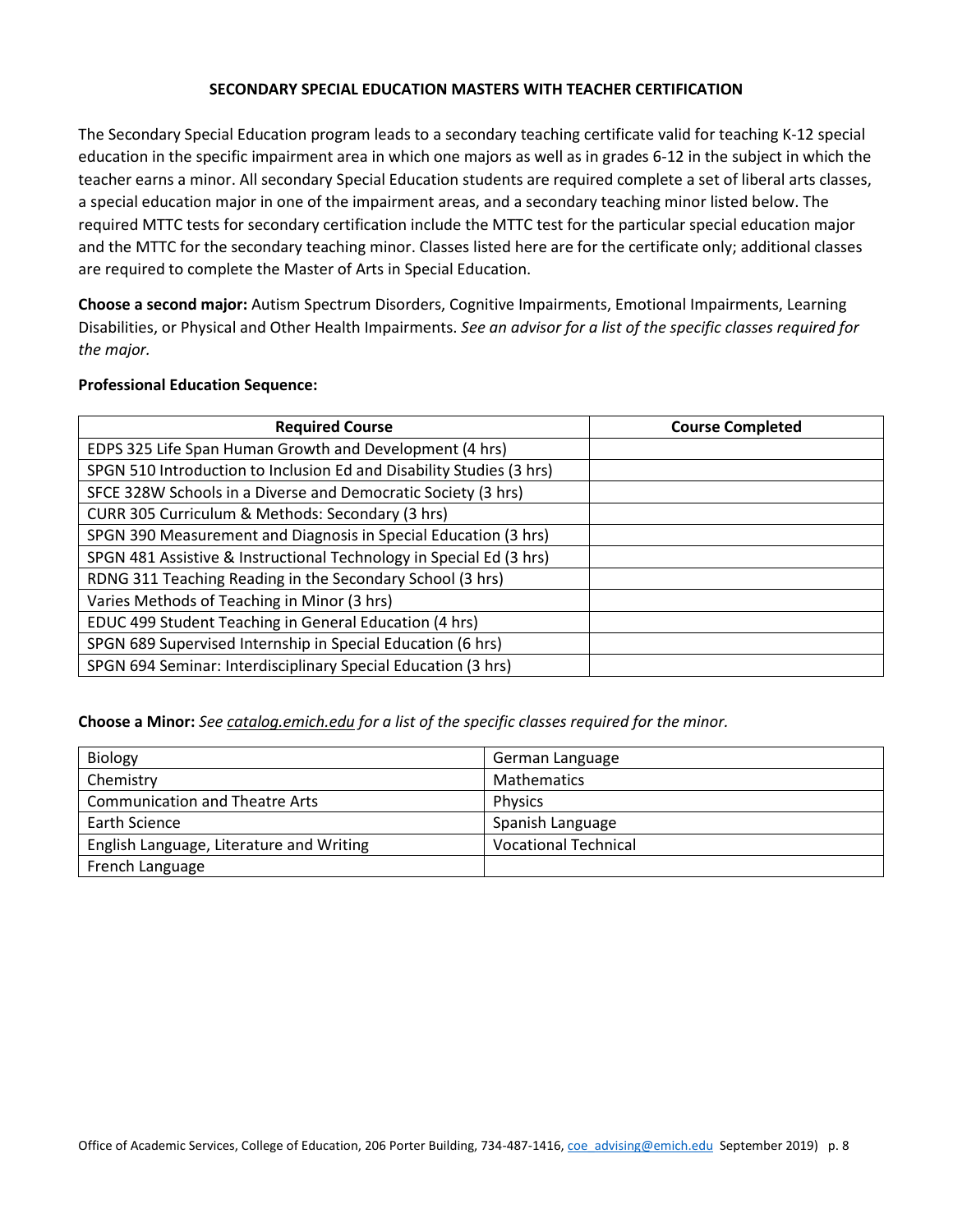# SECONDARY SPECIAL EDUCATION MASTERS WITH TEACHER CERTIFICATION

The Secondary Special Education program leads to a secondary teaching certificate valid for teaching K-12 special education in the specific impairment area in which one majors as well as in grades 6-12 in the subject in which the teacher earns a minor. All secondary Special Education students are required complete a set of liberal arts classes, a special education major in one of the impairment areas, and a secondary teaching minor listed below. The required MTTC tests for secondary certification include the MTTC test for the particular special education major and the MTTC for the secondary teaching minor. Classes listed here are for the certificate only; additional classes are required to complete the Master of Arts in Special Education.

**Choose a second major:** Autism Spectrum Disorders, Cognitive Impairments, Emotional Impairments, Learning Disabilities, or Physical and Other Health Impairments. *See an advisor for a list of the specific classes required for the major.*

**Professional Education Sequence:**

| Required Course | Course Completed |
|---|---|
| EDPS 325 Life Span Human Growth and Development (4 hrs) | |
| SPGN 510 Introduction to Inclusion Ed and Disability Studies (3 hrs) | |
| SFCE 328W Schools in a Diverse and Democratic Society (3 hrs) | |
| CURR 305 Curriculum & Methods: Secondary (3 hrs) | |
| SPGN 390 Measurement and Diagnosis in Special Education (3 hrs) | |
| SPGN 481 Assistive & Instructional Technology in Special Ed (3 hrs) | |
| RDNG 311 Teaching Reading in the Secondary School (3 hrs) | |
| Varies Methods of Teaching in Minor (3 hrs) | |
| EDUC 499 Student Teaching in General Education (4 hrs) | |
| SPGN 689 Supervised Internship in Special Education (6 hrs) | |
| SPGN 694 Seminar: Interdisciplinary Special Education (3 hrs) | |

**Choose a Minor:** *See catalog.emich.edu for a list of the specific classes required for the minor.*

| | |
|---|---|
| Biology | German Language |
| Chemistry | Mathematics |
| Communication and Theatre Arts | Physics |
| Earth Science | Spanish Language |
| English Language, Literature and Writing | Vocational Technical |
| French Language | |

Office of Academic Services, College of Education, 206 Porter Building, 734-487-1416, coe_advising@emich.edu September 2019)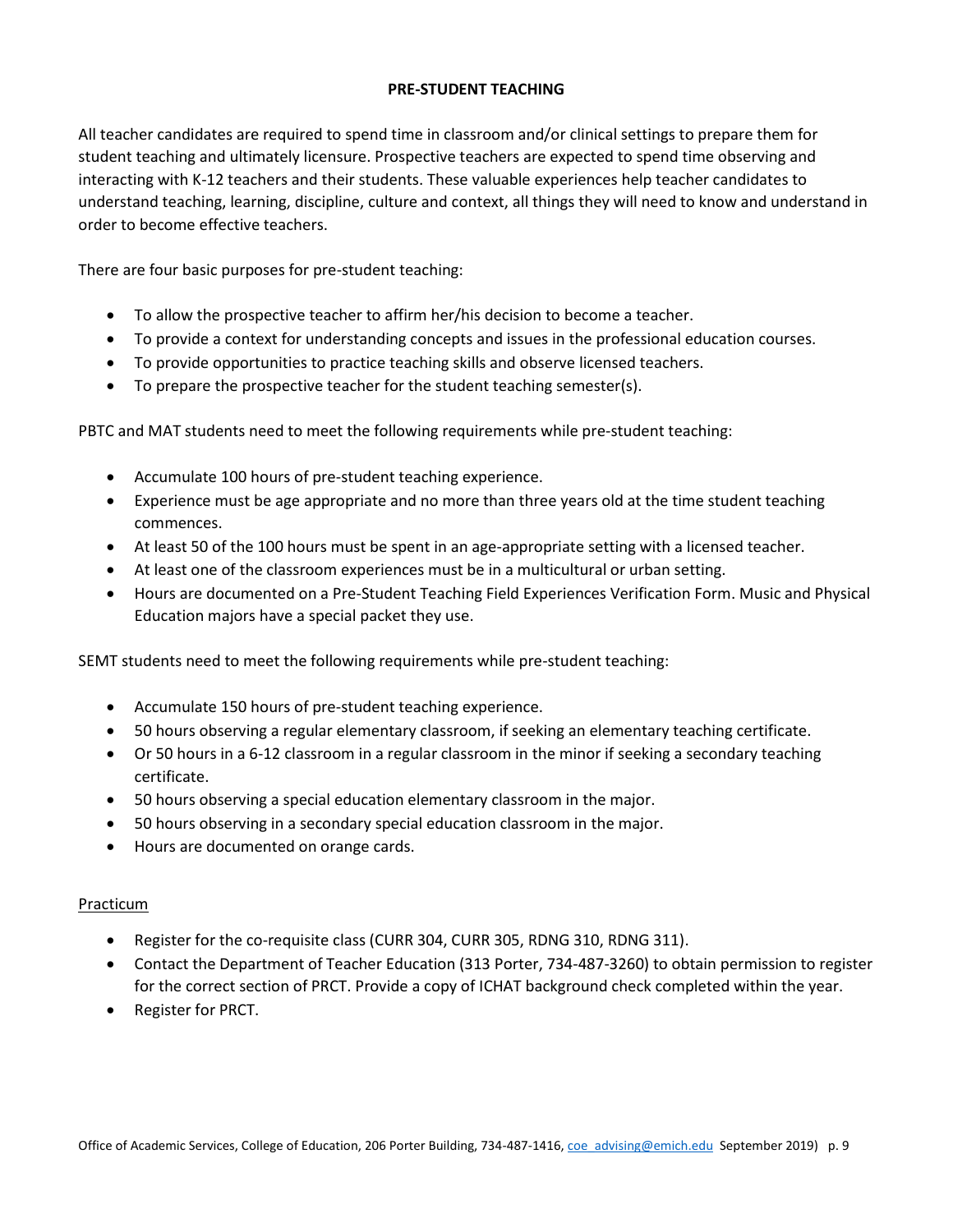## PRE-STUDENT TEACHING

All teacher candidates are required to spend time in classroom and/or clinical settings to prepare them for student teaching and ultimately licensure. Prospective teachers are expected to spend time observing and interacting with K-12 teachers and their students. These valuable experiences help teacher candidates to understand teaching, learning, discipline, culture and context, all things they will need to know and understand in order to become effective teachers.

There are four basic purposes for pre-student teaching:

- To allow the prospective teacher to affirm her/his decision to become a teacher.
- To provide a context for understanding concepts and issues in the professional education courses.
- To provide opportunities to practice teaching skills and observe licensed teachers.
- To prepare the prospective teacher for the student teaching semester(s).

PBTC and MAT students need to meet the following requirements while pre-student teaching:

- Accumulate 100 hours of pre-student teaching experience.
- Experience must be age appropriate and no more than three years old at the time student teaching commences.
- At least 50 of the 100 hours must be spent in an age-appropriate setting with a licensed teacher.
- At least one of the classroom experiences must be in a multicultural or urban setting.
- Hours are documented on a Pre-Student Teaching Field Experiences Verification Form. Music and Physical Education majors have a special packet they use.

SEMT students need to meet the following requirements while pre-student teaching:

- Accumulate 150 hours of pre-student teaching experience.
- 50 hours observing a regular elementary classroom, if seeking an elementary teaching certificate.
- Or 50 hours in a 6-12 classroom in a regular classroom in the minor if seeking a secondary teaching certificate.
- 50 hours observing a special education elementary classroom in the major.
- 50 hours observing in a secondary special education classroom in the major.
- Hours are documented on orange cards.

### Practicum

- Register for the co-requisite class (CURR 304, CURR 305, RDNG 310, RDNG 311).
- Contact the Department of Teacher Education (313 Porter, 734-487-3260) to obtain permission to register for the correct section of PRCT. Provide a copy of ICHAT background check completed within the year.
- Register for PRCT.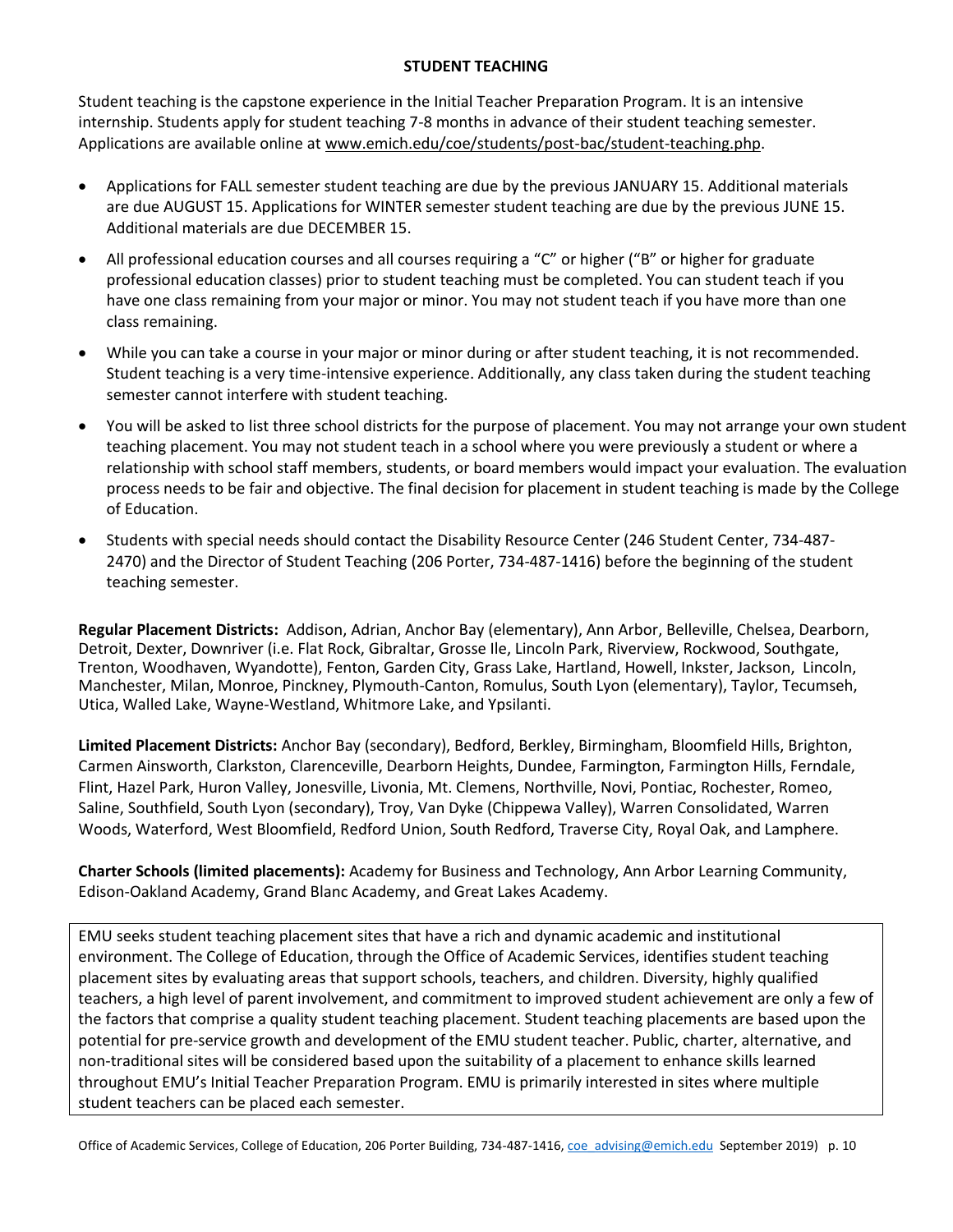## STUDENT TEACHING

Student teaching is the capstone experience in the Initial Teacher Preparation Program. It is an intensive internship. Students apply for student teaching 7-8 months in advance of their student teaching semester. Applications are available online at www.emich.edu/coe/students/post-bac/student-teaching.php.

- Applications for FALL semester student teaching are due by the previous JANUARY 15. Additional materials are due AUGUST 15. Applications for WINTER semester student teaching are due by the previous JUNE 15. Additional materials are due DECEMBER 15.
- All professional education courses and all courses requiring a "C" or higher ("B" or higher for graduate professional education classes) prior to student teaching must be completed. You can student teach if you have one class remaining from your major or minor. You may not student teach if you have more than one class remaining.
- While you can take a course in your major or minor during or after student teaching, it is not recommended. Student teaching is a very time-intensive experience. Additionally, any class taken during the student teaching semester cannot interfere with student teaching.
- You will be asked to list three school districts for the purpose of placement. You may not arrange your own student teaching placement. You may not student teach in a school where you were previously a student or where a relationship with school staff members, students, or board members would impact your evaluation. The evaluation process needs to be fair and objective. The final decision for placement in student teaching is made by the College of Education.
- Students with special needs should contact the Disability Resource Center (246 Student Center, 734-487-2470) and the Director of Student Teaching (206 Porter, 734-487-1416) before the beginning of the student teaching semester.

**Regular Placement Districts:** Addison, Adrian, Anchor Bay (elementary), Ann Arbor, Belleville, Chelsea, Dearborn, Detroit, Dexter, Downriver (i.e. Flat Rock, Gibraltar, Grosse Ile, Lincoln Park, Riverview, Rockwood, Southgate, Trenton, Woodhaven, Wyandotte), Fenton, Garden City, Grass Lake, Hartland, Howell, Inkster, Jackson, Lincoln, Manchester, Milan, Monroe, Pinckney, Plymouth-Canton, Romulus, South Lyon (elementary), Taylor, Tecumseh, Utica, Walled Lake, Wayne-Westland, Whitmore Lake, and Ypsilanti.

**Limited Placement Districts:** Anchor Bay (secondary), Bedford, Berkley, Birmingham, Bloomfield Hills, Brighton, Carmen Ainsworth, Clarkston, Clarenceville, Dearborn Heights, Dundee, Farmington, Farmington Hills, Ferndale, Flint, Hazel Park, Huron Valley, Jonesville, Livonia, Mt. Clemens, Northville, Novi, Pontiac, Rochester, Romeo, Saline, Southfield, South Lyon (secondary), Troy, Van Dyke (Chippewa Valley), Warren Consolidated, Warren Woods, Waterford, West Bloomfield, Redford Union, South Redford, Traverse City, Royal Oak, and Lamphere.

**Charter Schools (limited placements):** Academy for Business and Technology, Ann Arbor Learning Community, Edison-Oakland Academy, Grand Blanc Academy, and Great Lakes Academy.

EMU seeks student teaching placement sites that have a rich and dynamic academic and institutional environment. The College of Education, through the Office of Academic Services, identifies student teaching placement sites by evaluating areas that support schools, teachers, and children. Diversity, highly qualified teachers, a high level of parent involvement, and commitment to improved student achievement are only a few of the factors that comprise a quality student teaching placement. Student teaching placements are based upon the potential for pre-service growth and development of the EMU student teacher. Public, charter, alternative, and non-traditional sites will be considered based upon the suitability of a placement to enhance skills learned throughout EMU's Initial Teacher Preparation Program. EMU is primarily interested in sites where multiple student teachers can be placed each semester.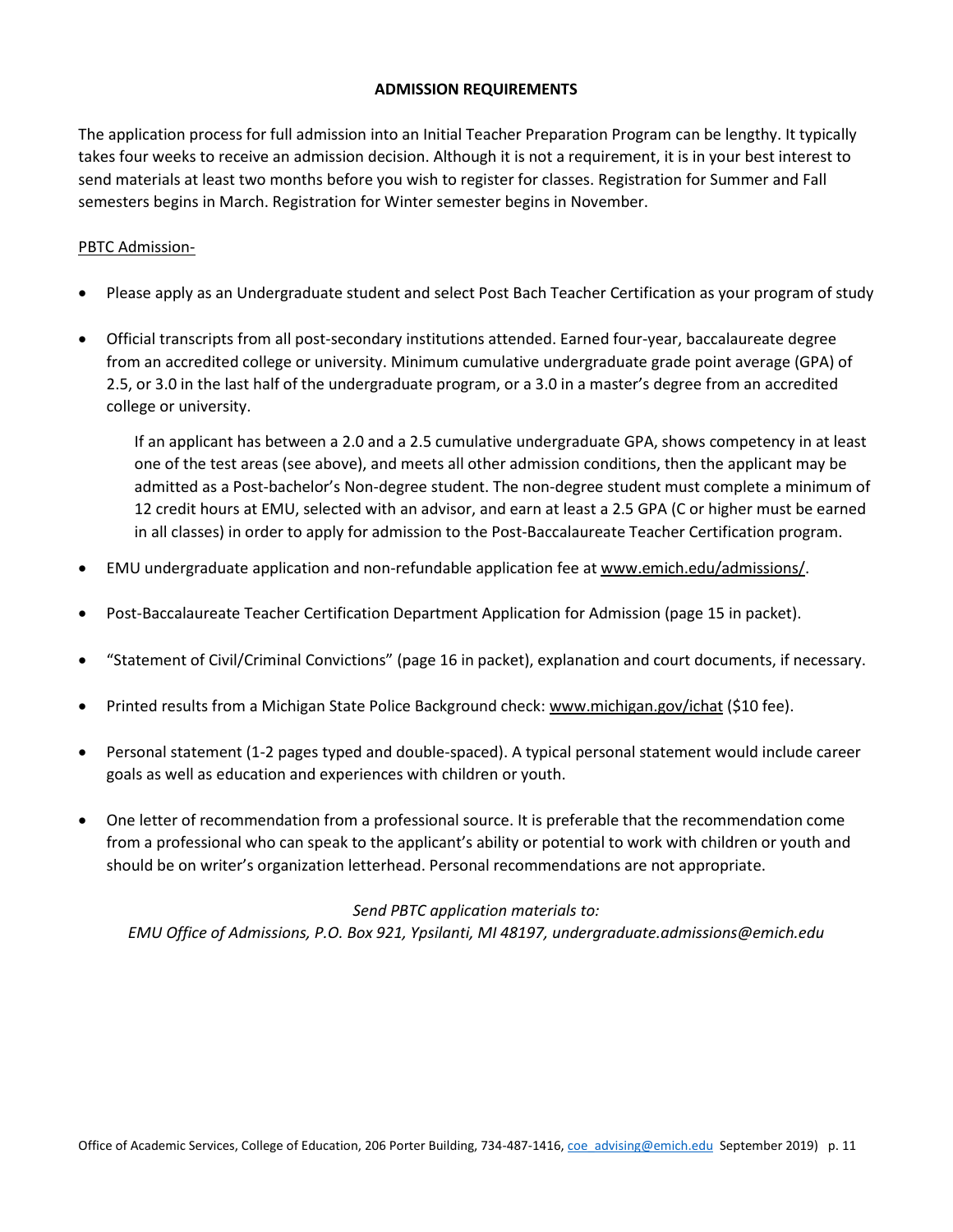## ADMISSION REQUIREMENTS

The application process for full admission into an Initial Teacher Preparation Program can be lengthy. It typically takes four weeks to receive an admission decision. Although it is not a requirement, it is in your best interest to send materials at least two months before you wish to register for classes. Registration for Summer and Fall semesters begins in March. Registration for Winter semester begins in November.

PBTC Admission-

- Please apply as an Undergraduate student and select Post Bach Teacher Certification as your program of study

- Official transcripts from all post-secondary institutions attended. Earned four-year, baccalaureate degree from an accredited college or university. Minimum cumulative undergraduate grade point average (GPA) of 2.5, or 3.0 in the last half of the undergraduate program, or a 3.0 in a master's degree from an accredited college or university.

  If an applicant has between a 2.0 and a 2.5 cumulative undergraduate GPA, shows competency in at least one of the test areas (see above), and meets all other admission conditions, then the applicant may be admitted as a Post-bachelor's Non-degree student. The non-degree student must complete a minimum of 12 credit hours at EMU, selected with an advisor, and earn at least a 2.5 GPA (C or higher must be earned in all classes) in order to apply for admission to the Post-Baccalaureate Teacher Certification program.

- EMU undergraduate application and non-refundable application fee at www.emich.edu/admissions/.

- Post-Baccalaureate Teacher Certification Department Application for Admission (page 15 in packet).

- "Statement of Civil/Criminal Convictions" (page 16 in packet), explanation and court documents, if necessary.

- Printed results from a Michigan State Police Background check: www.michigan.gov/ichat ($10 fee).

- Personal statement (1-2 pages typed and double-spaced). A typical personal statement would include career goals as well as education and experiences with children or youth.

- One letter of recommendation from a professional source. It is preferable that the recommendation come from a professional who can speak to the applicant's ability or potential to work with children or youth and should be on writer's organization letterhead. Personal recommendations are not appropriate.

*Send PBTC application materials to:*
*EMU Office of Admissions, P.O. Box 921, Ypsilanti, MI 48197, undergraduate.admissions@emich.edu*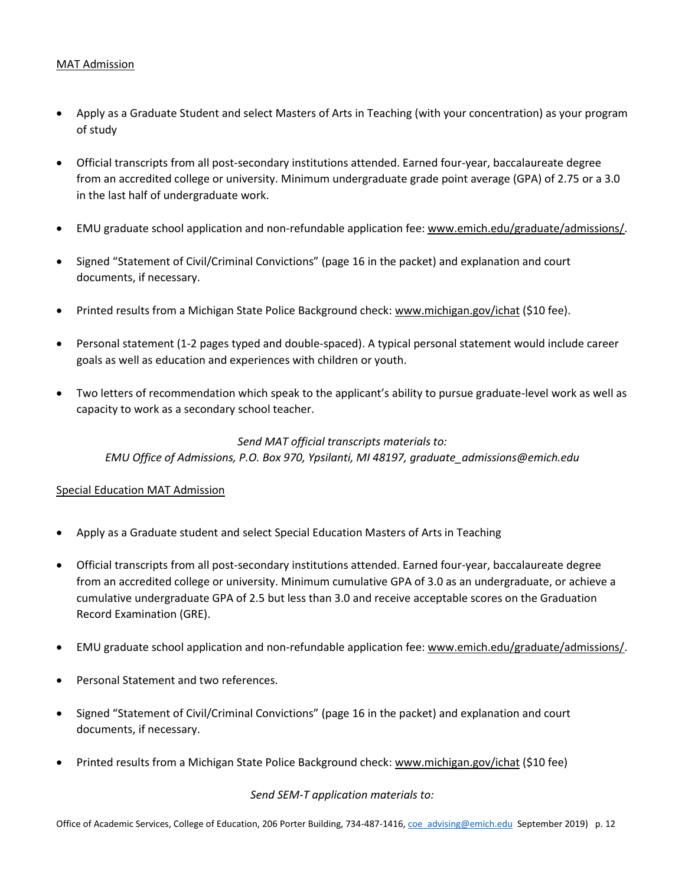MAT Admission

- Apply as a Graduate Student and select Masters of Arts in Teaching (with your concentration) as your program of study
- Official transcripts from all post-secondary institutions attended. Earned four-year, baccalaureate degree from an accredited college or university. Minimum undergraduate grade point average (GPA) of 2.75 or a 3.0 in the last half of undergraduate work.
- EMU graduate school application and non-refundable application fee: www.emich.edu/graduate/admissions/.
- Signed "Statement of Civil/Criminal Convictions" (page 16 in the packet) and explanation and court documents, if necessary.
- Printed results from a Michigan State Police Background check: www.michigan.gov/ichat ($10 fee).
- Personal statement (1-2 pages typed and double-spaced). A typical personal statement would include career goals as well as education and experiences with children or youth.
- Two letters of recommendation which speak to the applicant's ability to pursue graduate-level work as well as capacity to work as a secondary school teacher.

*Send MAT official transcripts materials to:*
*EMU Office of Admissions, P.O. Box 970, Ypsilanti, MI 48197, graduate_admissions@emich.edu*

Special Education MAT Admission

- Apply as a Graduate student and select Special Education Masters of Arts in Teaching
- Official transcripts from all post-secondary institutions attended. Earned four-year, baccalaureate degree from an accredited college or university. Minimum cumulative GPA of 3.0 as an undergraduate, or achieve a cumulative undergraduate GPA of 2.5 but less than 3.0 and receive acceptable scores on the Graduation Record Examination (GRE).
- EMU graduate school application and non-refundable application fee: www.emich.edu/graduate/admissions/.
- Personal Statement and two references.
- Signed "Statement of Civil/Criminal Convictions" (page 16 in the packet) and explanation and court documents, if necessary.
- Printed results from a Michigan State Police Background check: www.michigan.gov/ichat ($10 fee)

*Send SEM-T application materials to:*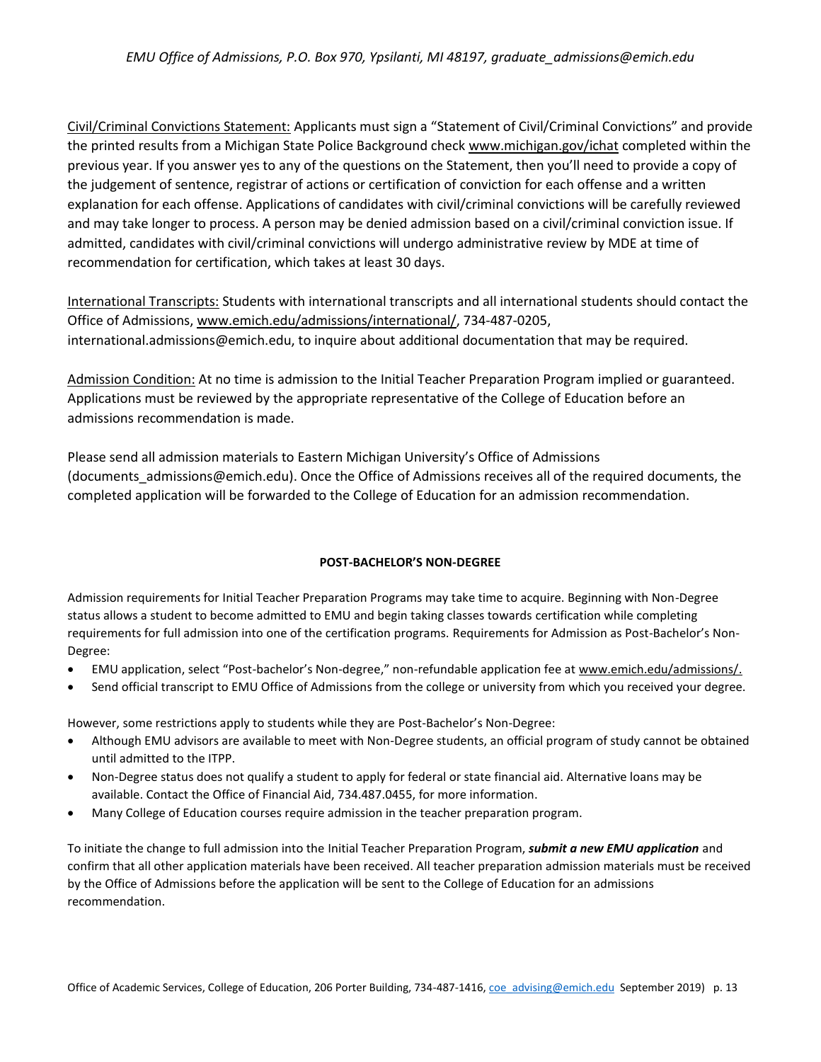Civil/Criminal Convictions Statement: Applicants must sign a "Statement of Civil/Criminal Convictions" and provide the printed results from a Michigan State Police Background check www.michigan.gov/ichat completed within the previous year. If you answer yes to any of the questions on the Statement, then you'll need to provide a copy of the judgement of sentence, registrar of actions or certification of conviction for each offense and a written explanation for each offense. Applications of candidates with civil/criminal convictions will be carefully reviewed and may take longer to process. A person may be denied admission based on a civil/criminal conviction issue. If admitted, candidates with civil/criminal convictions will undergo administrative review by MDE at time of recommendation for certification, which takes at least 30 days.

International Transcripts: Students with international transcripts and all international students should contact the Office of Admissions, www.emich.edu/admissions/international/, 734-487-0205, international.admissions@emich.edu, to inquire about additional documentation that may be required.

Admission Condition: At no time is admission to the Initial Teacher Preparation Program implied or guaranteed. Applications must be reviewed by the appropriate representative of the College of Education before an admissions recommendation is made.

Please send all admission materials to Eastern Michigan University's Office of Admissions (documents_admissions@emich.edu). Once the Office of Admissions receives all of the required documents, the completed application will be forwarded to the College of Education for an admission recommendation.

## POST-BACHELOR'S NON-DEGREE

Admission requirements for Initial Teacher Preparation Programs may take time to acquire. Beginning with Non-Degree status allows a student to become admitted to EMU and begin taking classes towards certification while completing requirements for full admission into one of the certification programs. Requirements for Admission as Post-Bachelor's Non-Degree:

- EMU application, select "Post-bachelor's Non-degree," non-refundable application fee at www.emich.edu/admissions/.
- Send official transcript to EMU Office of Admissions from the college or university from which you received your degree.

However, some restrictions apply to students while they are Post-Bachelor's Non-Degree:

- Although EMU advisors are available to meet with Non-Degree students, an official program of study cannot be obtained until admitted to the ITPP.
- Non-Degree status does not qualify a student to apply for federal or state financial aid. Alternative loans may be available. Contact the Office of Financial Aid, 734.487.0455, for more information.
- Many College of Education courses require admission in the teacher preparation program.

To initiate the change to full admission into the Initial Teacher Preparation Program, ***submit a new EMU application*** and confirm that all other application materials have been received. All teacher preparation admission materials must be received by the Office of Admissions before the application will be sent to the College of Education for an admissions recommendation.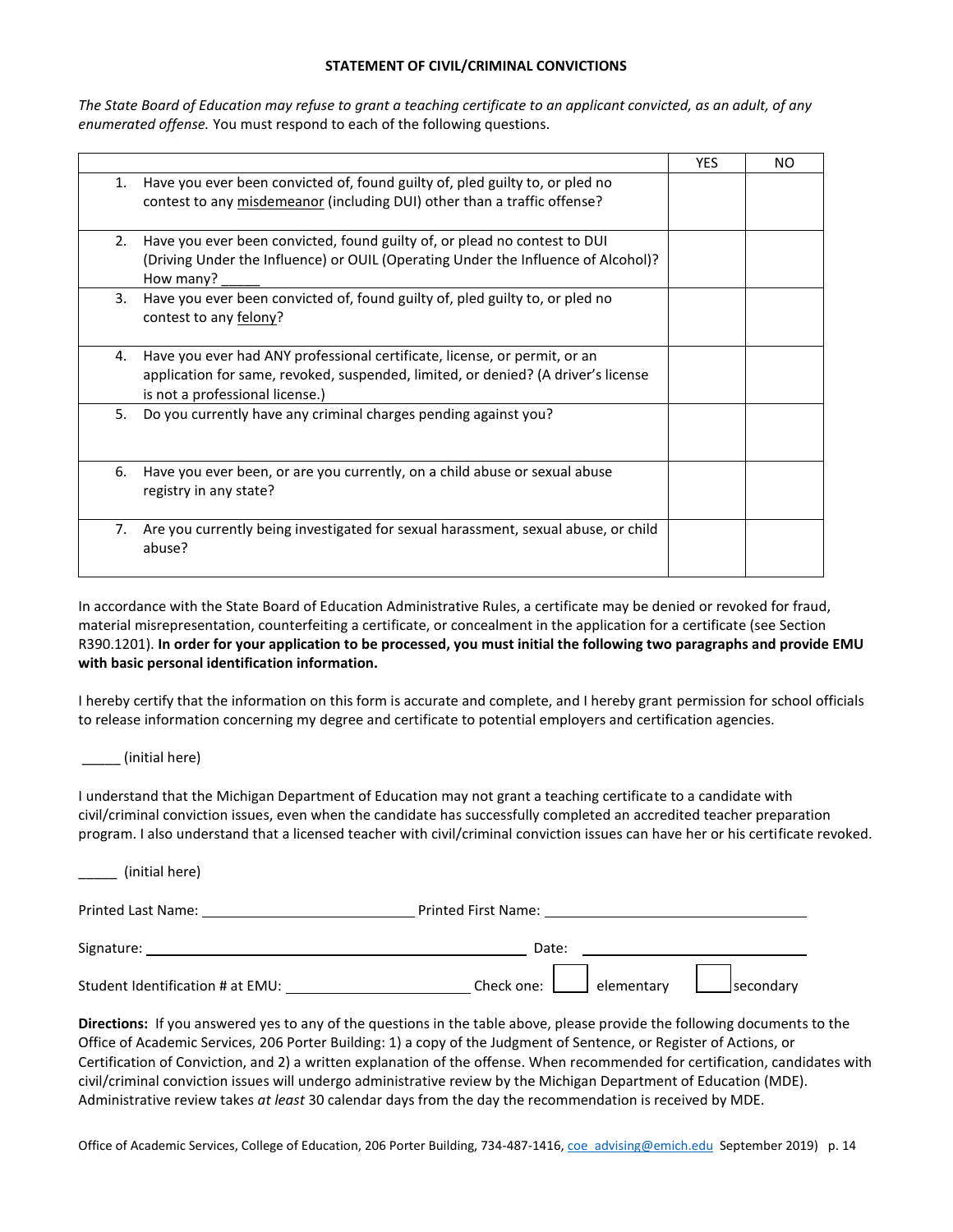## STATEMENT OF CIVIL/CRIMINAL CONVICTIONS

*The State Board of Education may refuse to grant a teaching certificate to an applicant convicted, as an adult, of any enumerated offense.* You must respond to each of the following questions.

| | | YES | NO |
|---|---|---|---|
| 1. | Have you ever been convicted of, found guilty of, pled guilty to, or pled no contest to any <u>misdemeanor</u> (including DUI) other than a traffic offense? | | |
| 2. | Have you ever been convicted, found guilty of, or plead no contest to DUI (Driving Under the Influence) or OUIL (Operating Under the Influence of Alcohol)? How many? _____ | | |
| 3. | Have you ever been convicted of, found guilty of, pled guilty to, or pled no contest to any <u>felony</u>? | | |
| 4. | Have you ever had ANY professional certificate, license, or permit, or an application for same, revoked, suspended, limited, or denied? (A driver's license is not a professional license.) | | |
| 5. | Do you currently have any criminal charges pending against you? | | |
| 6. | Have you ever been, or are you currently, on a child abuse or sexual abuse registry in any state? | | |
| 7. | Are you currently being investigated for sexual harassment, sexual abuse, or child abuse? | | |

In accordance with the State Board of Education Administrative Rules, a certificate may be denied or revoked for fraud, material misrepresentation, counterfeiting a certificate, or concealment in the application for a certificate (see Section R390.1201). **In order for your application to be processed, you must initial the following two paragraphs and provide EMU with basic personal identification information.**

I hereby certify that the information on this form is accurate and complete, and I hereby grant permission for school officials to release information concerning my degree and certificate to potential employers and certification agencies.

_____ (initial here)

I understand that the Michigan Department of Education may not grant a teaching certificate to a candidate with civil/criminal conviction issues, even when the candidate has successfully completed an accredited teacher preparation program. I also understand that a licensed teacher with civil/criminal conviction issues can have her or his certificate revoked.

_____ (initial here)

Printed Last Name: ____________________________ Printed First Name: ____________________________

Signature: ________________________________________________ Date: ____________________

Student Identification # at EMU: ______________________ Check one: ☐ elementary ☐ secondary

**Directions:** If you answered yes to any of the questions in the table above, please provide the following documents to the Office of Academic Services, 206 Porter Building: 1) a copy of the Judgment of Sentence, or Register of Actions, or Certification of Conviction, and 2) a written explanation of the offense. When recommended for certification, candidates with civil/criminal conviction issues will undergo administrative review by the Michigan Department of Education (MDE). Administrative review takes *at least* 30 calendar days from the day the recommendation is received by MDE.

Office of Academic Services, College of Education, 206 Porter Building, 734-487-1416, coe_advising@emich.edu September 2019)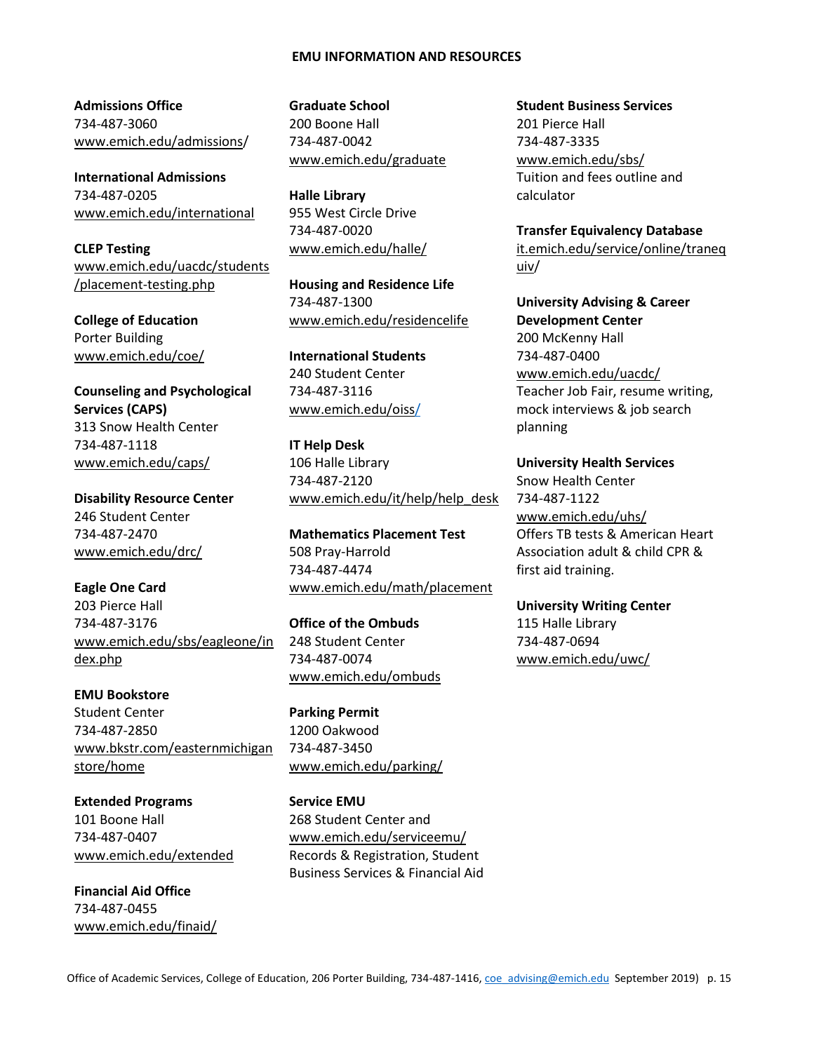# EMU INFORMATION AND RESOURCES

**Admissions Office**
734-487-3060
www.emich.edu/admissions/

**International Admissions**
734-487-0205
www.emich.edu/international

**CLEP Testing**
www.emich.edu/uacdc/students/placement-testing.php

**College of Education**
Porter Building
www.emich.edu/coe/

**Counseling and Psychological Services (CAPS)**
313 Snow Health Center
734-487-1118
www.emich.edu/caps/

**Disability Resource Center**
246 Student Center
734-487-2470
www.emich.edu/drc/

**Eagle One Card**
203 Pierce Hall
734-487-3176
www.emich.edu/sbs/eagleone/index.php

**EMU Bookstore**
Student Center
734-487-2850
www.bkstr.com/easternmichiganstore/home

**Extended Programs**
101 Boone Hall
734-487-0407
www.emich.edu/extended

**Financial Aid Office**
734-487-0455
www.emich.edu/finaid/

**Graduate School**
200 Boone Hall
734-487-0042
www.emich.edu/graduate

**Halle Library**
955 West Circle Drive
734-487-0020
www.emich.edu/halle/

**Housing and Residence Life**
734-487-1300
www.emich.edu/residencelife

**International Students**
240 Student Center
734-487-3116
www.emich.edu/oiss/

**IT Help Desk**
106 Halle Library
734-487-2120
www.emich.edu/it/help/help_desk

**Mathematics Placement Test**
508 Pray-Harrold
734-487-4474
www.emich.edu/math/placement

**Office of the Ombuds**
248 Student Center
734-487-0074
www.emich.edu/ombuds

**Parking Permit**
1200 Oakwood
734-487-3450
www.emich.edu/parking/

**Service EMU**
268 Student Center and
www.emich.edu/serviceemu/
Records & Registration, Student Business Services & Financial Aid

**Student Business Services**
201 Pierce Hall
734-487-3335
www.emich.edu/sbs/
Tuition and fees outline and calculator

**Transfer Equivalency Database**
it.emich.edu/service/online/tranequiv/

**University Advising & Career Development Center**
200 McKenny Hall
734-487-0400
www.emich.edu/uacdc/
Teacher Job Fair, resume writing, mock interviews & job search planning

**University Health Services**
Snow Health Center
734-487-1122
www.emich.edu/uhs/
Offers TB tests & American Heart Association adult & child CPR & first aid training.

**University Writing Center**
115 Halle Library
734-487-0694
www.emich.edu/uwc/